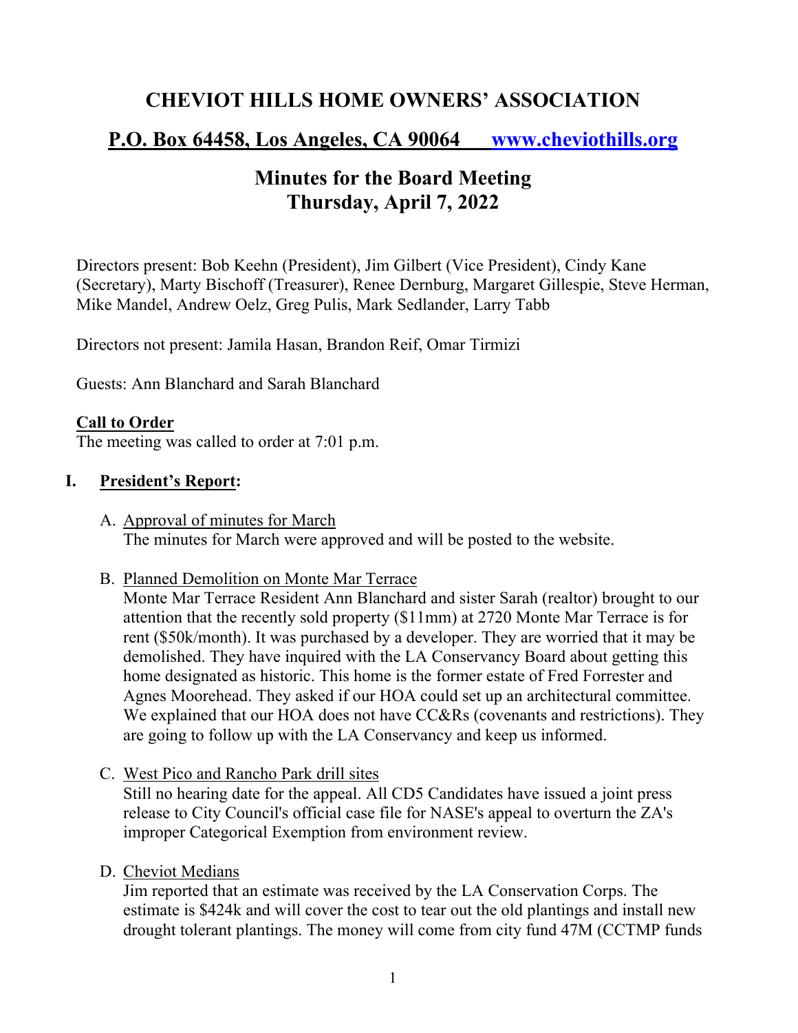# CHEVIOT HILLS HOME OWNERS' ASSOCIATION

## P.O. Box 64458, Los Angeles, CA 90064 www.cheviothills.org

## Minutes for the Board Meeting
## Thursday, April 7, 2022

Directors present: Bob Keehn (President), Jim Gilbert (Vice President), Cindy Kane (Secretary), Marty Bischoff (Treasurer), Renee Dernburg, Margaret Gillespie, Steve Herman, Mike Mandel, Andrew Oelz, Greg Pulis, Mark Sedlander, Larry Tabb

Directors not present: Jamila Hasan, Brandon Reif, Omar Tirmizi

Guests: Ann Blanchard and Sarah Blanchard

**Call to Order**
The meeting was called to order at 7:01 p.m.

### I. President's Report:

A. Approval of minutes for March
The minutes for March were approved and will be posted to the website.

B. Planned Demolition on Monte Mar Terrace
Monte Mar Terrace Resident Ann Blanchard and sister Sarah (realtor) brought to our attention that the recently sold property ($11mm) at 2720 Monte Mar Terrace is for rent ($50k/month). It was purchased by a developer. They are worried that it may be demolished. They have inquired with the LA Conservancy Board about getting this home designated as historic. This home is the former estate of Fred Forrester and Agnes Moorehead. They asked if our HOA could set up an architectural committee. We explained that our HOA does not have CC&Rs (covenants and restrictions). They are going to follow up with the LA Conservancy and keep us informed.

C. West Pico and Rancho Park drill sites
Still no hearing date for the appeal. All CD5 Candidates have issued a joint press release to City Council's official case file for NASE's appeal to overturn the ZA's improper Categorical Exemption from environment review.

D. Cheviot Medians
Jim reported that an estimate was received by the LA Conservation Corps. The estimate is $424k and will cover the cost to tear out the old plantings and install new drought tolerant plantings. The money will come from city fund 47M (CCTMP funds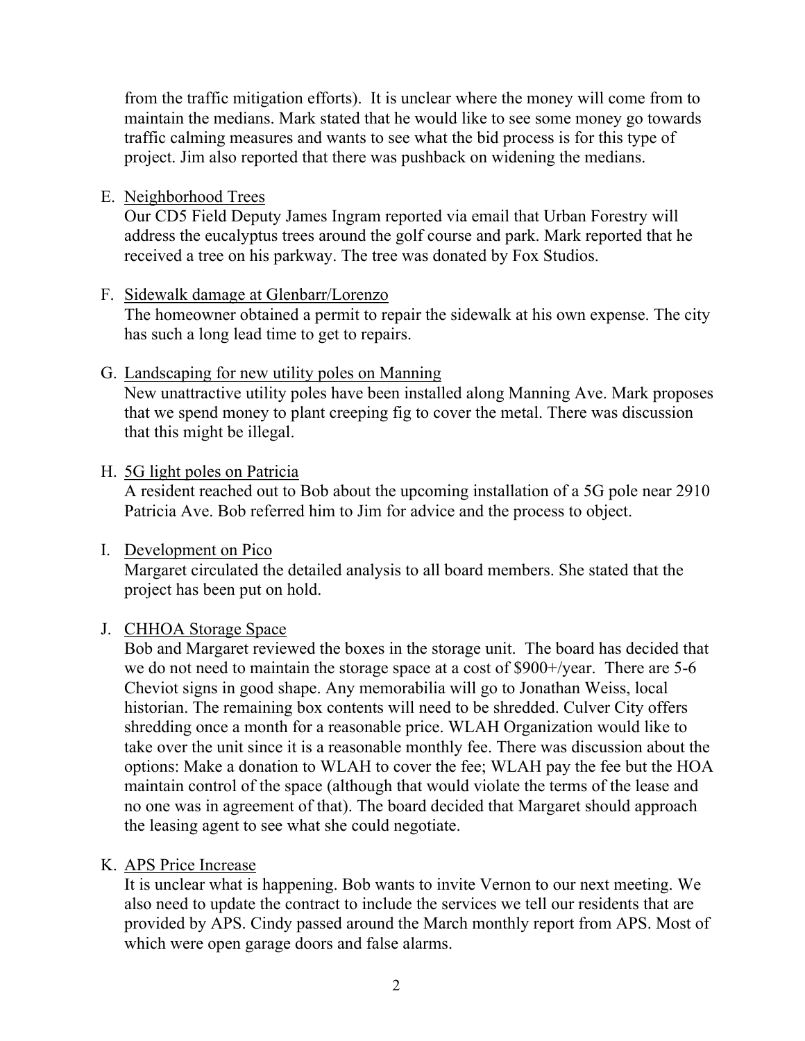from the traffic mitigation efforts). It is unclear where the money will come from to maintain the medians. Mark stated that he would like to see some money go towards traffic calming measures and wants to see what the bid process is for this type of project. Jim also reported that there was pushback on widening the medians.

E. Neighborhood Trees
   Our CD5 Field Deputy James Ingram reported via email that Urban Forestry will address the eucalyptus trees around the golf course and park. Mark reported that he received a tree on his parkway. The tree was donated by Fox Studios.

F. Sidewalk damage at Glenbarr/Lorenzo
   The homeowner obtained a permit to repair the sidewalk at his own expense. The city has such a long lead time to get to repairs.

G. Landscaping for new utility poles on Manning
   New unattractive utility poles have been installed along Manning Ave. Mark proposes that we spend money to plant creeping fig to cover the metal. There was discussion that this might be illegal.

H. 5G light poles on Patricia
   A resident reached out to Bob about the upcoming installation of a 5G pole near 2910 Patricia Ave. Bob referred him to Jim for advice and the process to object.

I. Development on Pico
   Margaret circulated the detailed analysis to all board members. She stated that the project has been put on hold.

J. CHHOA Storage Space
   Bob and Margaret reviewed the boxes in the storage unit. The board has decided that we do not need to maintain the storage space at a cost of $900+/year. There are 5-6 Cheviot signs in good shape. Any memorabilia will go to Jonathan Weiss, local historian. The remaining box contents will need to be shredded. Culver City offers shredding once a month for a reasonable price. WLAH Organization would like to take over the unit since it is a reasonable monthly fee. There was discussion about the options: Make a donation to WLAH to cover the fee; WLAH pay the fee but the HOA maintain control of the space (although that would violate the terms of the lease and no one was in agreement of that). The board decided that Margaret should approach the leasing agent to see what she could negotiate.

K. APS Price Increase
   It is unclear what is happening. Bob wants to invite Vernon to our next meeting. We also need to update the contract to include the services we tell our residents that are provided by APS. Cindy passed around the March monthly report from APS. Most of which were open garage doors and false alarms.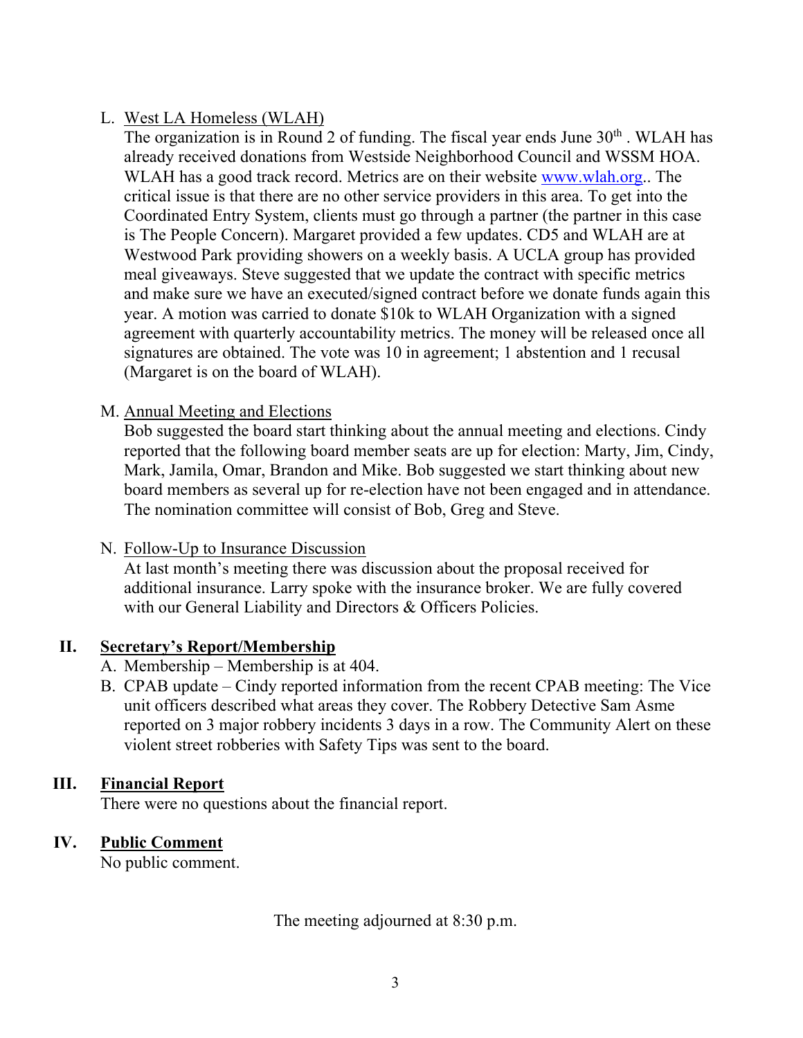L. West LA Homeless (WLAH)

The organization is in Round 2 of funding. The fiscal year ends June 30th . WLAH has already received donations from Westside Neighborhood Council and WSSM HOA. WLAH has a good track record. Metrics are on their website www.wlah.org.. The critical issue is that there are no other service providers in this area. To get into the Coordinated Entry System, clients must go through a partner (the partner in this case is The People Concern). Margaret provided a few updates. CD5 and WLAH are at Westwood Park providing showers on a weekly basis. A UCLA group has provided meal giveaways. Steve suggested that we update the contract with specific metrics and make sure we have an executed/signed contract before we donate funds again this year. A motion was carried to donate $10k to WLAH Organization with a signed agreement with quarterly accountability metrics. The money will be released once all signatures are obtained. The vote was 10 in agreement; 1 abstention and 1 recusal (Margaret is on the board of WLAH).

M. Annual Meeting and Elections

Bob suggested the board start thinking about the annual meeting and elections. Cindy reported that the following board member seats are up for election: Marty, Jim, Cindy, Mark, Jamila, Omar, Brandon and Mike. Bob suggested we start thinking about new board members as several up for re-election have not been engaged and in attendance. The nomination committee will consist of Bob, Greg and Steve.

N. Follow-Up to Insurance Discussion

At last month's meeting there was discussion about the proposal received for additional insurance. Larry spoke with the insurance broker. We are fully covered with our General Liability and Directors & Officers Policies.

## II. Secretary's Report/Membership

A. Membership – Membership is at 404.

B. CPAB update – Cindy reported information from the recent CPAB meeting: The Vice unit officers described what areas they cover. The Robbery Detective Sam Asme reported on 3 major robbery incidents 3 days in a row. The Community Alert on these violent street robberies with Safety Tips was sent to the board.

## III. Financial Report

There were no questions about the financial report.

## IV. Public Comment

No public comment.

The meeting adjourned at 8:30 p.m.